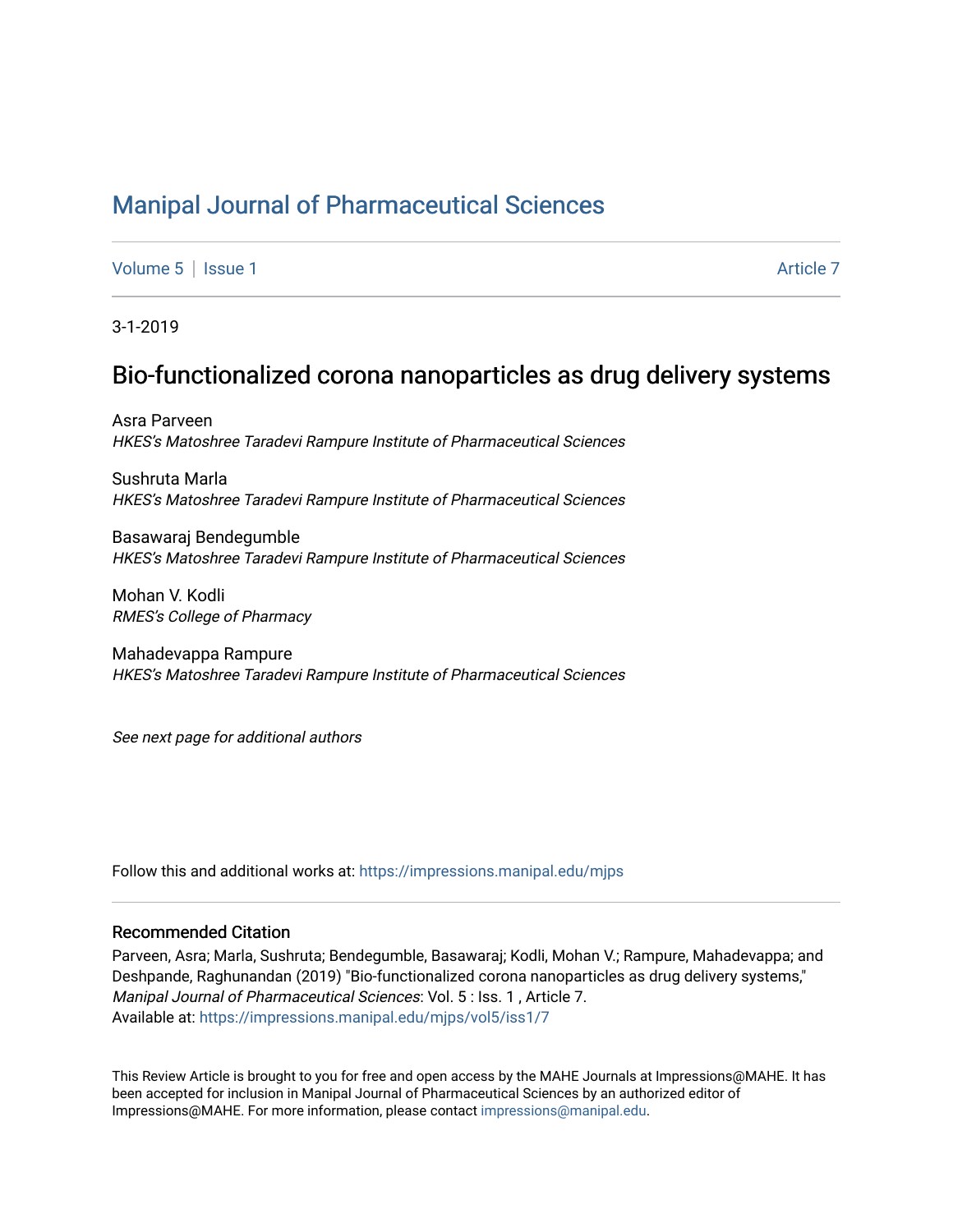# Manipal Journal of Pharmaceutical Sciences

Volume 5 | Issue 1 Article 7

3-1-2019

## Bio-functionalized corona nanoparticles as drug delivery systems

Asra Parveen
*HKES's Matoshree Taradevi Rampure Institute of Pharmaceutical Sciences*

Sushruta Marla
*HKES's Matoshree Taradevi Rampure Institute of Pharmaceutical Sciences*

Basawaraj Bendegumble
*HKES's Matoshree Taradevi Rampure Institute of Pharmaceutical Sciences*

Mohan V. Kodli
*RMES's College of Pharmacy*

Mahadevappa Rampure
*HKES's Matoshree Taradevi Rampure Institute of Pharmaceutical Sciences*

*See next page for additional authors*

Follow this and additional works at: https://impressions.manipal.edu/mjps

### Recommended Citation

Parveen, Asra; Marla, Sushruta; Bendegumble, Basawaraj; Kodli, Mohan V.; Rampure, Mahadevappa; and Deshpande, Raghunandan (2019) "Bio-functionalized corona nanoparticles as drug delivery systems," *Manipal Journal of Pharmaceutical Sciences*: Vol. 5 : Iss. 1 , Article 7.
Available at: https://impressions.manipal.edu/mjps/vol5/iss1/7

This Review Article is brought to you for free and open access by the MAHE Journals at Impressions@MAHE. It has been accepted for inclusion in Manipal Journal of Pharmaceutical Sciences by an authorized editor of Impressions@MAHE. For more information, please contact impressions@manipal.edu.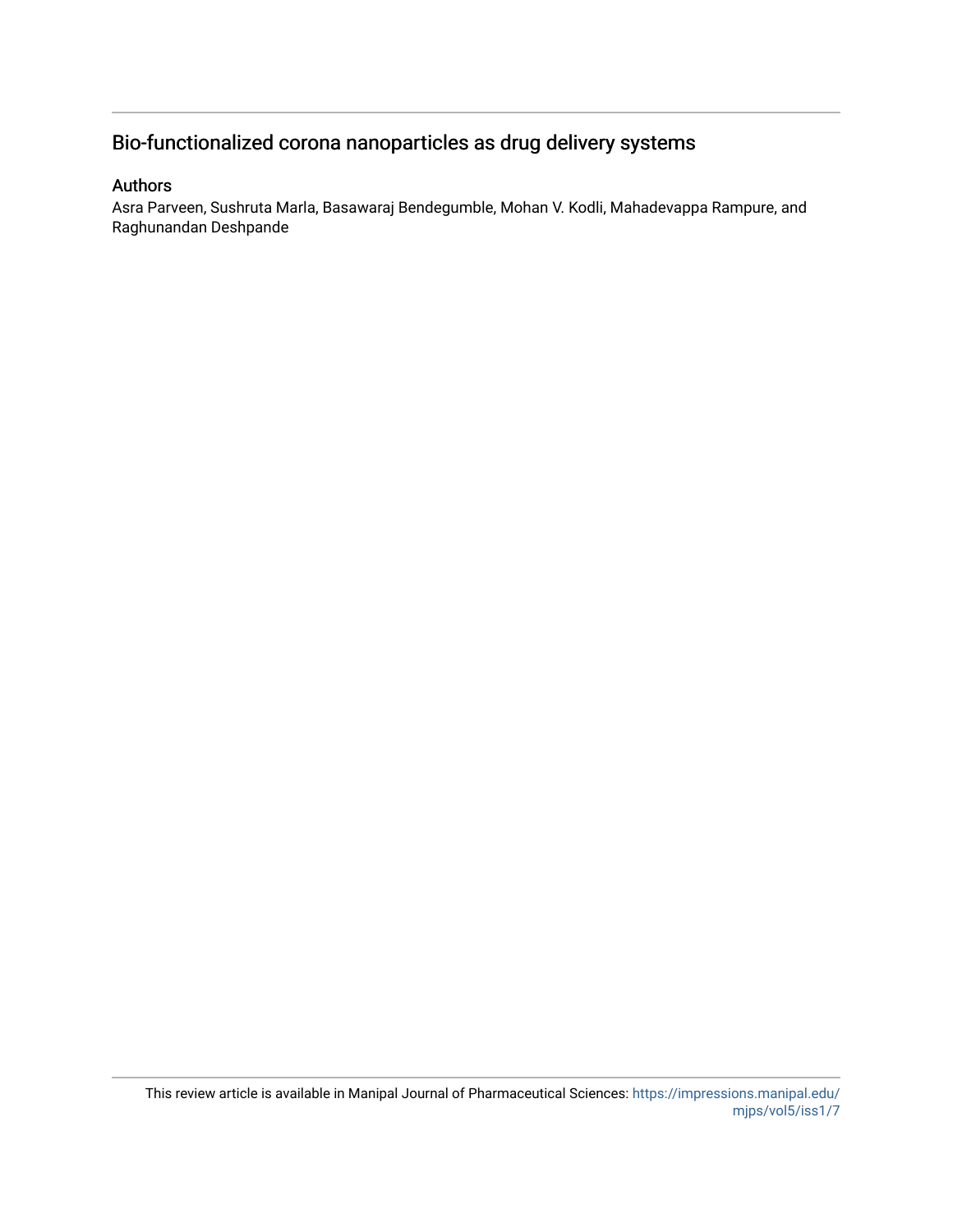## Bio-functionalized corona nanoparticles as drug delivery systems

### Authors

Asra Parveen, Sushruta Marla, Basawaraj Bendegumble, Mohan V. Kodli, Mahadevappa Rampure, and Raghunandan Deshpande

This review article is available in Manipal Journal of Pharmaceutical Sciences: https://impressions.manipal.edu/mjps/vol5/iss1/7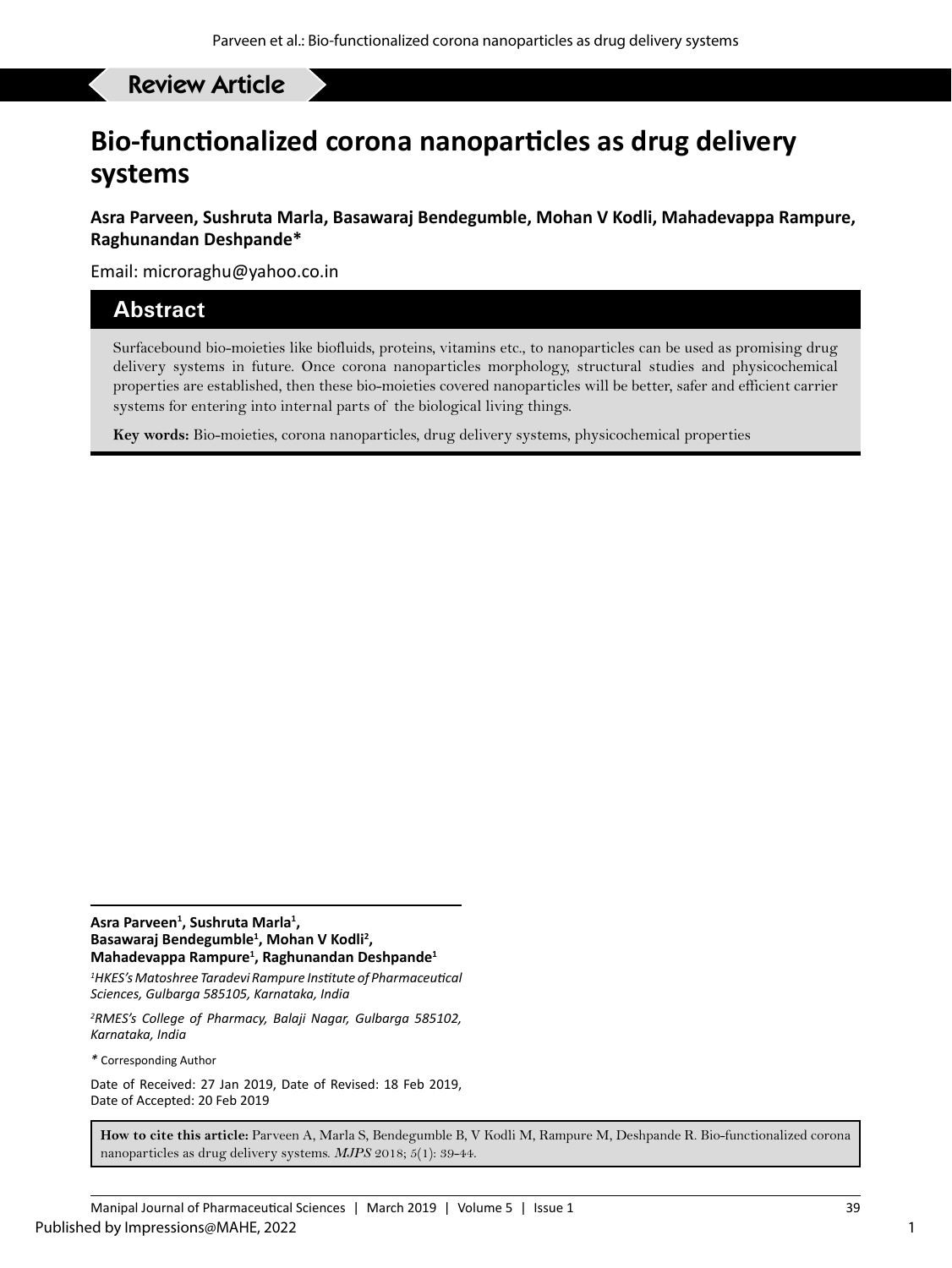## Review Article

# Bio-functionalized corona nanoparticles as drug delivery systems

**Asra Parveen, Sushruta Marla, Basawaraj Bendegumble, Mohan V Kodli, Mahadevappa Rampure, Raghunandan Deshpande***

Email: microraghu@yahoo.co.in

## Abstract

Surfacebound bio-moieties like biofluids, proteins, vitamins etc., to nanoparticles can be used as promising drug delivery systems in future. Once corona nanoparticles morphology, structural studies and physicochemical properties are established, then these bio-moieties covered nanoparticles will be better, safer and efficient carrier systems for entering into internal parts of the biological living things.

**Key words:** Bio-moieties, corona nanoparticles, drug delivery systems, physicochemical properties

**Asra Parveen[1], Sushruta Marla[1], Basawaraj Bendegumble[1], Mohan V Kodli[2], Mahadevappa Rampure[1], Raghunandan Deshpande[1]**

*[1]HKES's Matoshree Taradevi Rampure Institute of Pharmaceutical Sciences, Gulbarga 585105, Karnataka, India*

*[2]RMES's College of Pharmacy, Balaji Nagar, Gulbarga 585102, Karnataka, India*

*\* Corresponding Author*

Date of Received: 27 Jan 2019, Date of Revised: 18 Feb 2019, Date of Accepted: 20 Feb 2019

**How to cite this article:** Parveen A, Marla S, Bendegumble B, V Kodli M, Rampure M, Deshpande R. Bio-functionalized corona nanoparticles as drug delivery systems. *MJPS* 2018; 5(1): 39-44.

Published by Impressions@MAHE, 2022